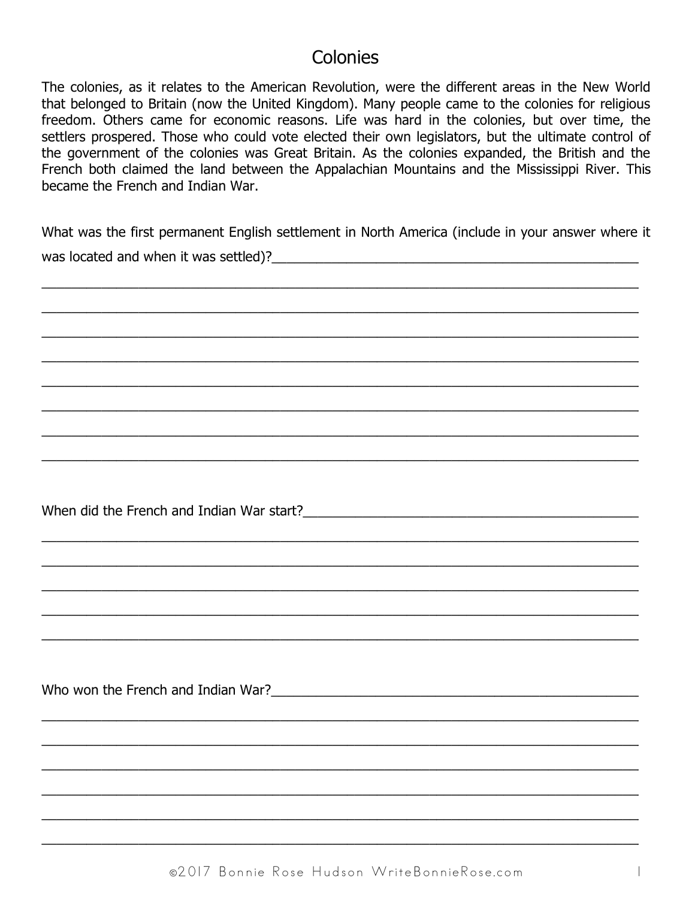# Colonies

The colonies, as it relates to the American Revolution, were the different areas in the New World that belonged to Britain (now the United Kingdom). Many people came to the colonies for religious freedom. Others came for economic reasons. Life was hard in the colonies, but over time, the settlers prospered. Those who could vote elected their own legislators, but the ultimate control of the government of the colonies was Great Britain. As the colonies expanded, the British and the French both claimed the land between the Appalachian Mountains and the Mississippi River. This became the French and Indian War.

What was the first permanent English settlement in North America (include in your answer where it was located and when it was settled)?\_\_\_\_\_\_\_\_\_\_\_\_\_\_\_\_\_\_\_\_\_\_\_\_\_\_\_\_\_\_\_\_\_\_\_\_\_\_\_\_\_\_\_\_

\_\_\_\_\_\_\_\_\_\_\_\_\_\_\_\_\_\_\_\_\_\_\_\_\_\_\_\_\_\_\_\_\_\_\_\_\_\_\_\_\_\_\_\_\_\_\_\_\_\_\_\_\_\_\_\_\_\_\_\_\_\_\_\_\_\_\_\_\_\_\_\_\_\_\_\_\_\_

\_\_\_\_\_\_\_\_\_\_\_\_\_\_\_\_\_\_\_\_\_\_\_\_\_\_\_\_\_\_\_\_\_\_\_\_\_\_\_\_\_\_\_\_\_\_\_\_\_\_\_\_\_\_\_\_\_\_\_\_\_\_\_\_\_\_\_\_\_\_\_\_\_\_\_\_\_\_

\_\_\_\_\_\_\_\_\_\_\_\_\_\_\_\_\_\_\_\_\_\_\_\_\_\_\_\_\_\_\_\_\_\_\_\_\_\_\_\_\_\_\_\_\_\_\_\_\_\_\_\_\_\_\_\_\_\_\_\_\_\_\_\_\_\_\_\_\_\_\_\_\_\_\_\_\_\_

\_\_\_\_\_\_\_\_\_\_\_\_\_\_\_\_\_\_\_\_\_\_\_\_\_\_\_\_\_\_\_\_\_\_\_\_\_\_\_\_\_\_\_\_\_\_\_\_\_\_\_\_\_\_\_\_\_\_\_\_\_\_\_\_\_\_\_\_\_\_\_\_\_\_\_\_\_\_

\_\_\_\_\_\_\_\_\_\_\_\_\_\_\_\_\_\_\_\_\_\_\_\_\_\_\_\_\_\_\_\_\_\_\_\_\_\_\_\_\_\_\_\_\_\_\_\_\_\_\_\_\_\_\_\_\_\_\_\_\_\_\_\_\_\_\_\_\_\_\_\_\_\_\_\_\_\_

\_\_\_\_\_\_\_\_\_\_\_\_\_\_\_\_\_\_\_\_\_\_\_\_\_\_\_\_\_\_\_\_\_\_\_\_\_\_\_\_\_\_\_\_\_\_\_\_\_\_\_\_\_\_\_\_\_\_\_\_\_\_\_\_\_\_\_\_\_\_\_\_\_\_\_\_\_\_

\_\_\_\_\_\_\_\_\_\_\_\_\_\_\_\_\_\_\_\_\_\_\_\_\_\_\_\_\_\_\_\_\_\_\_\_\_\_\_\_\_\_\_\_\_\_\_\_\_\_\_\_\_\_\_\_\_\_\_\_\_\_\_\_\_\_\_\_\_\_\_\_\_\_\_\_\_\_

\_\_\_\_\_\_\_\_\_\_\_\_\_\_\_\_\_\_\_\_\_\_\_\_\_\_\_\_\_\_\_\_\_\_\_\_\_\_\_\_\_\_\_\_\_\_\_\_\_\_\_\_\_\_\_\_\_\_\_\_\_\_\_\_\_\_\_\_\_\_\_\_\_\_\_\_\_\_

When did the French and Indian War start?\_\_\_\_\_\_\_\_\_\_\_\_\_\_\_\_\_\_\_\_\_\_\_\_\_\_\_\_\_\_\_\_\_\_\_\_\_\_\_\_

\_\_\_\_\_\_\_\_\_\_\_\_\_\_\_\_\_\_\_\_\_\_\_\_\_\_\_\_\_\_\_\_\_\_\_\_\_\_\_\_\_\_\_\_\_\_\_\_\_\_\_\_\_\_\_\_\_\_\_\_\_\_\_\_\_\_\_\_\_\_\_\_\_\_\_\_\_\_

\_\_\_\_\_\_\_\_\_\_\_\_\_\_\_\_\_\_\_\_\_\_\_\_\_\_\_\_\_\_\_\_\_\_\_\_\_\_\_\_\_\_\_\_\_\_\_\_\_\_\_\_\_\_\_\_\_\_\_\_\_\_\_\_\_\_\_\_\_\_\_\_\_\_\_\_\_\_

\_\_\_\_\_\_\_\_\_\_\_\_\_\_\_\_\_\_\_\_\_\_\_\_\_\_\_\_\_\_\_\_\_\_\_\_\_\_\_\_\_\_\_\_\_\_\_\_\_\_\_\_\_\_\_\_\_\_\_\_\_\_\_\_\_\_\_\_\_\_\_\_\_\_\_\_\_\_

\_\_\_\_\_\_\_\_\_\_\_\_\_\_\_\_\_\_\_\_\_\_\_\_\_\_\_\_\_\_\_\_\_\_\_\_\_\_\_\_\_\_\_\_\_\_\_\_\_\_\_\_\_\_\_\_\_\_\_\_\_\_\_\_\_\_\_\_\_\_\_\_\_\_\_\_\_\_

\_\_\_\_\_\_\_\_\_\_\_\_\_\_\_\_\_\_\_\_\_\_\_\_\_\_\_\_\_\_\_\_\_\_\_\_\_\_\_\_\_\_\_\_\_\_\_\_\_\_\_\_\_\_\_\_\_\_\_\_\_\_\_\_\_\_\_\_\_\_\_\_\_\_\_\_\_\_

Who won the French and Indian War?\_\_\_\_\_\_\_\_\_\_\_\_\_\_\_\_\_\_\_\_\_\_\_\_\_\_\_\_\_\_\_\_\_\_\_\_\_\_\_\_\_\_\_\_\_

\_\_\_\_\_\_\_\_\_\_\_\_\_\_\_\_\_\_\_\_\_\_\_\_\_\_\_\_\_\_\_\_\_\_\_\_\_\_\_\_\_\_\_\_\_\_\_\_\_\_\_\_\_\_\_\_\_\_\_\_\_\_\_\_\_\_\_\_\_\_\_\_\_\_\_\_\_\_

\_\_\_\_\_\_\_\_\_\_\_\_\_\_\_\_\_\_\_\_\_\_\_\_\_\_\_\_\_\_\_\_\_\_\_\_\_\_\_\_\_\_\_\_\_\_\_\_\_\_\_\_\_\_\_\_\_\_\_\_\_\_\_\_\_\_\_\_\_\_\_\_\_\_\_\_\_\_

\_\_\_\_\_\_\_\_\_\_\_\_\_\_\_\_\_\_\_\_\_\_\_\_\_\_\_\_\_\_\_\_\_\_\_\_\_\_\_\_\_\_\_\_\_\_\_\_\_\_\_\_\_\_\_\_\_\_\_\_\_\_\_\_\_\_\_\_\_\_\_\_\_\_\_\_\_\_

\_\_\_\_\_\_\_\_\_\_\_\_\_\_\_\_\_\_\_\_\_\_\_\_\_\_\_\_\_\_\_\_\_\_\_\_\_\_\_\_\_\_\_\_\_\_\_\_\_\_\_\_\_\_\_\_\_\_\_\_\_\_\_\_\_\_\_\_\_\_\_\_\_\_\_\_\_\_

\_\_\_\_\_\_\_\_\_\_\_\_\_\_\_\_\_\_\_\_\_\_\_\_\_\_\_\_\_\_\_\_\_\_\_\_\_\_\_\_\_\_\_\_\_\_\_\_\_\_\_\_\_\_\_\_\_\_\_\_\_\_\_\_\_\_\_\_\_\_\_\_\_\_\_\_\_\_

\_\_\_\_\_\_\_\_\_\_\_\_\_\_\_\_\_\_\_\_\_\_\_\_\_\_\_\_\_\_\_\_\_\_\_\_\_\_\_\_\_\_\_\_\_\_\_\_\_\_\_\_\_\_\_\_\_\_\_\_\_\_\_\_\_\_\_\_\_\_\_\_\_\_\_\_\_\_

©2017 Bonnie Rose Hudson WriteBonnieRose.com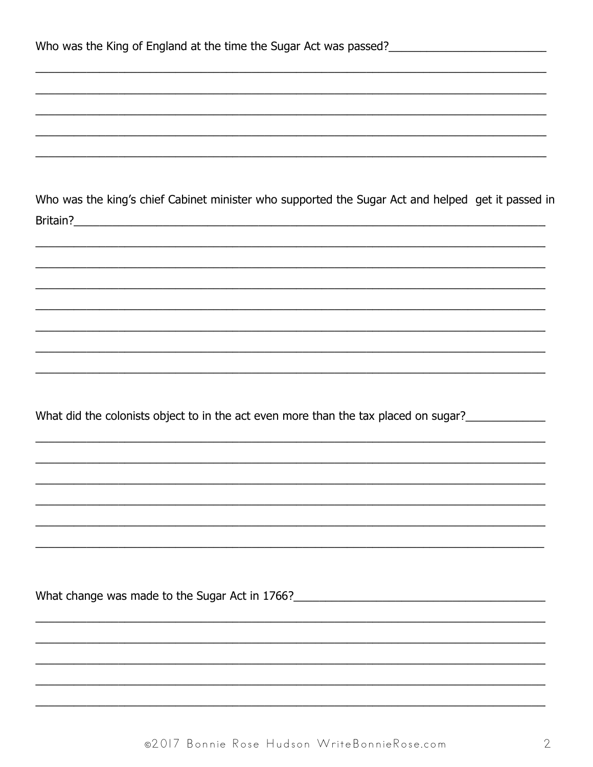Who was the King of England at the time the Sugar Act was passed?_________________________

_____________________________________________________________________________

_____________________________________________________________________________

_____________________________________________________________________________

_____________________________________________________________________________

_____________________________________________________________________________

Who was the king's chief Cabinet minister who supported the Sugar Act and helped get it passed in Britain?_____________________________________________________________________________

_____________________________________________________________________________

_____________________________________________________________________________

_____________________________________________________________________________

_____________________________________________________________________________

_____________________________________________________________________________

_____________________________________________________________________________

_____________________________________________________________________________

What did the colonists object to in the act even more than the tax placed on sugar?_____________

_____________________________________________________________________________

_____________________________________________________________________________

_____________________________________________________________________________

_____________________________________________________________________________

_____________________________________________________________________________

_____________________________________________________________________________

What change was made to the Sugar Act in 1766?_______________________________________

_____________________________________________________________________________

_____________________________________________________________________________

_____________________________________________________________________________

_____________________________________________________________________________

_____________________________________________________________________________

©2017 Bonnie Rose Hudson WriteBonnieRose.com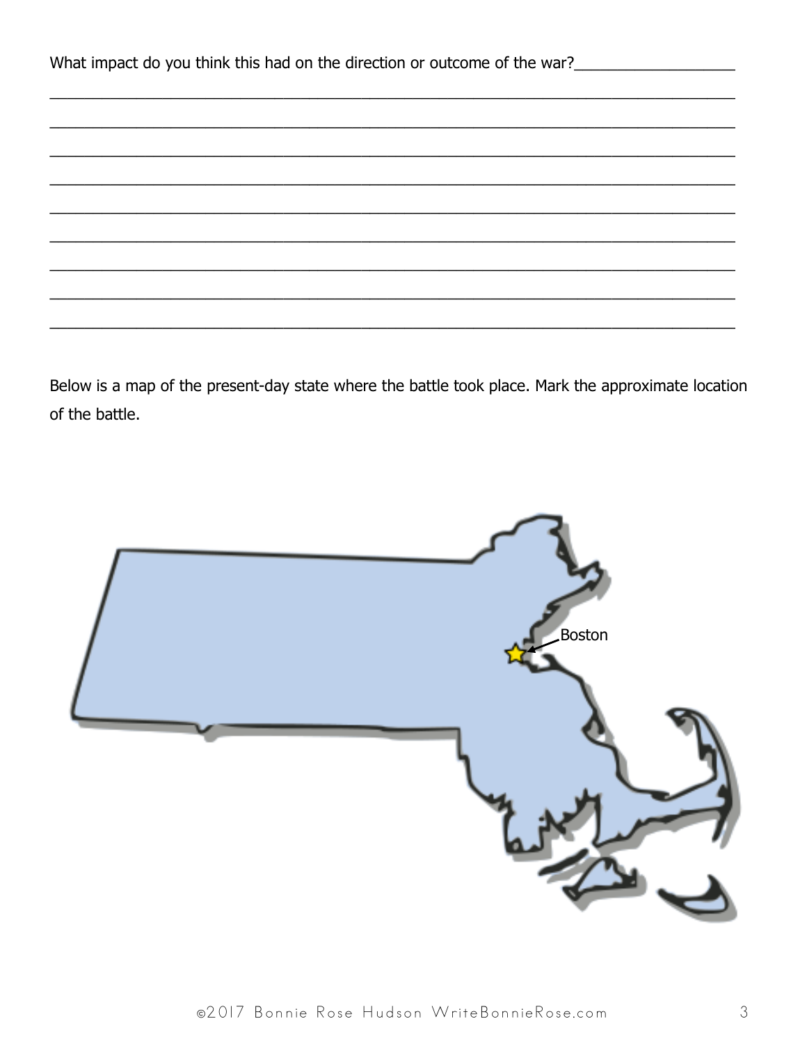What impact do you think this had on the direction or outcome of the war?___________________

_______________________________________________________________________________

_______________________________________________________________________________

_______________________________________________________________________________

_______________________________________________________________________________

_______________________________________________________________________________

_______________________________________________________________________________

_______________________________________________________________________________

_______________________________________________________________________________

_______________________________________________________________________________

Below is a map of the present-day state where the battle took place. Mark the approximate location of the battle.

Boston

©2017 Bonnie Rose Hudson WriteBonnieRose.com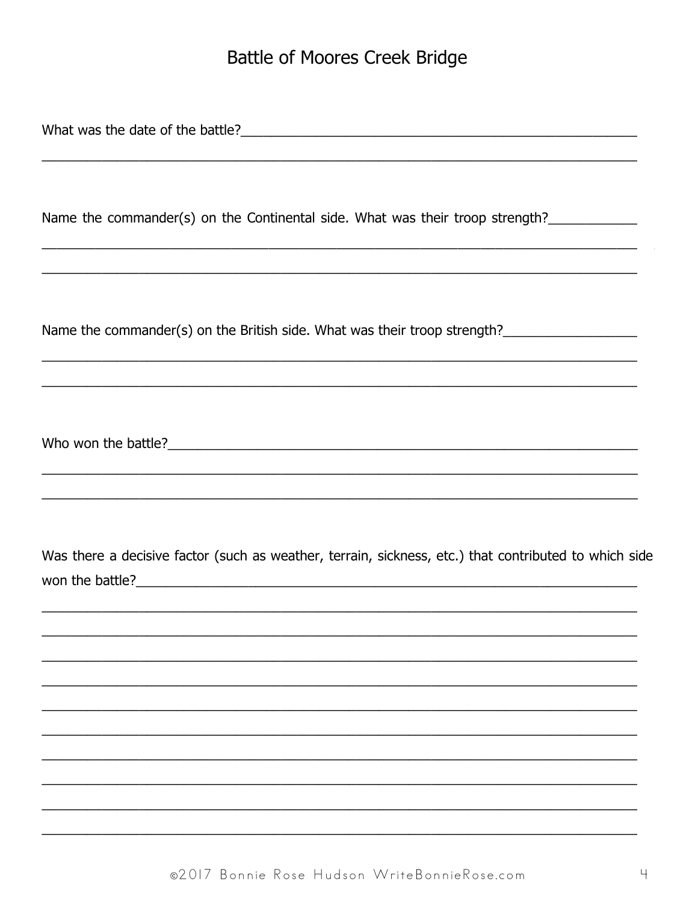# Battle of Moores Creek Bridge

What was the date of the battle?\_\_\_\_\_\_\_\_\_\_\_\_\_\_\_\_\_\_\_\_\_\_\_\_\_\_\_\_\_\_\_\_\_\_\_\_\_\_\_\_\_\_\_\_\_\_\_\_\_\_\_\_\_\_

\_\_\_\_\_\_\_\_\_\_\_\_\_\_\_\_\_\_\_\_\_\_\_\_\_\_\_\_\_\_\_\_\_\_\_\_\_\_\_\_\_\_\_\_\_\_\_\_\_\_\_\_\_\_\_\_\_\_\_\_\_\_\_\_\_\_\_\_\_\_\_\_\_\_\_\_\_\_\_\_\_\_\_\_

Name the commander(s) on the Continental side. What was their troop strength?\_\_\_\_\_\_\_\_\_\_\_\_

\_\_\_\_\_\_\_\_\_\_\_\_\_\_\_\_\_\_\_\_\_\_\_\_\_\_\_\_\_\_\_\_\_\_\_\_\_\_\_\_\_\_\_\_\_\_\_\_\_\_\_\_\_\_\_\_\_\_\_\_\_\_\_\_\_\_\_\_\_\_\_\_\_\_\_\_\_\_\_\_\_\_\_\_

\_\_\_\_\_\_\_\_\_\_\_\_\_\_\_\_\_\_\_\_\_\_\_\_\_\_\_\_\_\_\_\_\_\_\_\_\_\_\_\_\_\_\_\_\_\_\_\_\_\_\_\_\_\_\_\_\_\_\_\_\_\_\_\_\_\_\_\_\_\_\_\_\_\_\_\_\_\_\_\_\_\_\_\_

Name the commander(s) on the British side. What was their troop strength?\_\_\_\_\_\_\_\_\_\_\_\_\_\_\_\_\_\_

\_\_\_\_\_\_\_\_\_\_\_\_\_\_\_\_\_\_\_\_\_\_\_\_\_\_\_\_\_\_\_\_\_\_\_\_\_\_\_\_\_\_\_\_\_\_\_\_\_\_\_\_\_\_\_\_\_\_\_\_\_\_\_\_\_\_\_\_\_\_\_\_\_\_\_\_\_\_\_\_\_\_\_\_

\_\_\_\_\_\_\_\_\_\_\_\_\_\_\_\_\_\_\_\_\_\_\_\_\_\_\_\_\_\_\_\_\_\_\_\_\_\_\_\_\_\_\_\_\_\_\_\_\_\_\_\_\_\_\_\_\_\_\_\_\_\_\_\_\_\_\_\_\_\_\_\_\_\_\_\_\_\_\_\_\_\_\_\_

Who won the battle?\_\_\_\_\_\_\_\_\_\_\_\_\_\_\_\_\_\_\_\_\_\_\_\_\_\_\_\_\_\_\_\_\_\_\_\_\_\_\_\_\_\_\_\_\_\_\_\_\_\_\_\_\_\_\_\_\_\_\_\_\_\_\_\_\_

\_\_\_\_\_\_\_\_\_\_\_\_\_\_\_\_\_\_\_\_\_\_\_\_\_\_\_\_\_\_\_\_\_\_\_\_\_\_\_\_\_\_\_\_\_\_\_\_\_\_\_\_\_\_\_\_\_\_\_\_\_\_\_\_\_\_\_\_\_\_\_\_\_\_\_\_\_\_\_\_\_\_\_\_

\_\_\_\_\_\_\_\_\_\_\_\_\_\_\_\_\_\_\_\_\_\_\_\_\_\_\_\_\_\_\_\_\_\_\_\_\_\_\_\_\_\_\_\_\_\_\_\_\_\_\_\_\_\_\_\_\_\_\_\_\_\_\_\_\_\_\_\_\_\_\_\_\_\_\_\_\_\_\_\_\_\_\_\_

Was there a decisive factor (such as weather, terrain, sickness, etc.) that contributed to which side won the battle?\_\_\_\_\_\_\_\_\_\_\_\_\_\_\_\_\_\_\_\_\_\_\_\_\_\_\_\_\_\_\_\_\_\_\_\_\_\_\_\_\_\_\_\_\_\_\_\_\_\_\_\_\_\_\_\_\_\_\_\_\_\_\_\_\_\_\_\_

\_\_\_\_\_\_\_\_\_\_\_\_\_\_\_\_\_\_\_\_\_\_\_\_\_\_\_\_\_\_\_\_\_\_\_\_\_\_\_\_\_\_\_\_\_\_\_\_\_\_\_\_\_\_\_\_\_\_\_\_\_\_\_\_\_\_\_\_\_\_\_\_\_\_\_\_\_\_\_\_\_\_\_\_

\_\_\_\_\_\_\_\_\_\_\_\_\_\_\_\_\_\_\_\_\_\_\_\_\_\_\_\_\_\_\_\_\_\_\_\_\_\_\_\_\_\_\_\_\_\_\_\_\_\_\_\_\_\_\_\_\_\_\_\_\_\_\_\_\_\_\_\_\_\_\_\_\_\_\_\_\_\_\_\_\_\_\_\_

\_\_\_\_\_\_\_\_\_\_\_\_\_\_\_\_\_\_\_\_\_\_\_\_\_\_\_\_\_\_\_\_\_\_\_\_\_\_\_\_\_\_\_\_\_\_\_\_\_\_\_\_\_\_\_\_\_\_\_\_\_\_\_\_\_\_\_\_\_\_\_\_\_\_\_\_\_\_\_\_\_\_\_\_

\_\_\_\_\_\_\_\_\_\_\_\_\_\_\_\_\_\_\_\_\_\_\_\_\_\_\_\_\_\_\_\_\_\_\_\_\_\_\_\_\_\_\_\_\_\_\_\_\_\_\_\_\_\_\_\_\_\_\_\_\_\_\_\_\_\_\_\_\_\_\_\_\_\_\_\_\_\_\_\_\_\_\_\_

\_\_\_\_\_\_\_\_\_\_\_\_\_\_\_\_\_\_\_\_\_\_\_\_\_\_\_\_\_\_\_\_\_\_\_\_\_\_\_\_\_\_\_\_\_\_\_\_\_\_\_\_\_\_\_\_\_\_\_\_\_\_\_\_\_\_\_\_\_\_\_\_\_\_\_\_\_\_\_\_\_\_\_\_

\_\_\_\_\_\_\_\_\_\_\_\_\_\_\_\_\_\_\_\_\_\_\_\_\_\_\_\_\_\_\_\_\_\_\_\_\_\_\_\_\_\_\_\_\_\_\_\_\_\_\_\_\_\_\_\_\_\_\_\_\_\_\_\_\_\_\_\_\_\_\_\_\_\_\_\_\_\_\_\_\_\_\_\_

\_\_\_\_\_\_\_\_\_\_\_\_\_\_\_\_\_\_\_\_\_\_\_\_\_\_\_\_\_\_\_\_\_\_\_\_\_\_\_\_\_\_\_\_\_\_\_\_\_\_\_\_\_\_\_\_\_\_\_\_\_\_\_\_\_\_\_\_\_\_\_\_\_\_\_\_\_\_\_\_\_\_\_\_

\_\_\_\_\_\_\_\_\_\_\_\_\_\_\_\_\_\_\_\_\_\_\_\_\_\_\_\_\_\_\_\_\_\_\_\_\_\_\_\_\_\_\_\_\_\_\_\_\_\_\_\_\_\_\_\_\_\_\_\_\_\_\_\_\_\_\_\_\_\_\_\_\_\_\_\_\_\_\_\_\_\_\_\_

\_\_\_\_\_\_\_\_\_\_\_\_\_\_\_\_\_\_\_\_\_\_\_\_\_\_\_\_\_\_\_\_\_\_\_\_\_\_\_\_\_\_\_\_\_\_\_\_\_\_\_\_\_\_\_\_\_\_\_\_\_\_\_\_\_\_\_\_\_\_\_\_\_\_\_\_\_\_\_\_\_\_\_\_

\_\_\_\_\_\_\_\_\_\_\_\_\_\_\_\_\_\_\_\_\_\_\_\_\_\_\_\_\_\_\_\_\_\_\_\_\_\_\_\_\_\_\_\_\_\_\_\_\_\_\_\_\_\_\_\_\_\_\_\_\_\_\_\_\_\_\_\_\_\_\_\_\_\_\_\_\_\_\_\_\_\_\_\_

©2017 Bonnie Rose Hudson WriteBonnieRose.com